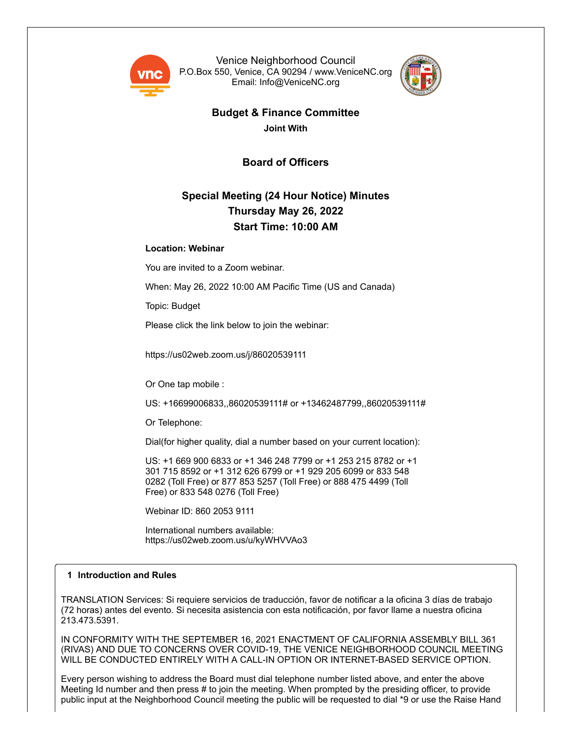Venice Neighborhood Council
P.O.Box 550, Venice, CA 90294 / www.VeniceNC.org
Email: Info@VeniceNC.org

# Budget & Finance Committee

**Joint With**

## Board of Officers

## Special Meeting (24 Hour Notice) Minutes
## Thursday May 26, 2022
## Start Time: 10:00 AM

**Location: Webinar**

You are invited to a Zoom webinar.

When: May 26, 2022 10:00 AM Pacific Time (US and Canada)

Topic: Budget

Please click the link below to join the webinar:

https://us02web.zoom.us/j/86020539111

Or One tap mobile :

US: +16699006833,,86020539111# or +13462487799,,86020539111#

Or Telephone:

Dial(for higher quality, dial a number based on your current location):

US: +1 669 900 6833 or +1 346 248 7799 or +1 253 215 8782 or +1 301 715 8592 or +1 312 626 6799 or +1 929 205 6099 or 833 548 0282 (Toll Free) or 877 853 5257 (Toll Free) or 888 475 4499 (Toll Free) or 833 548 0276 (Toll Free)

Webinar ID: 860 2053 9111

International numbers available:
https://us02web.zoom.us/u/kyWHVVAo3

### 1 Introduction and Rules

TRANSLATION Services: Si requiere servicios de traducción, favor de notificar a la oficina 3 días de trabajo (72 horas) antes del evento. Si necesita asistencia con esta notificación, por favor llame a nuestra oficina 213.473.5391.

IN CONFORMITY WITH THE SEPTEMBER 16, 2021 ENACTMENT OF CALIFORNIA ASSEMBLY BILL 361 (RIVAS) AND DUE TO CONCERNS OVER COVID-19, THE VENICE NEIGHBORHOOD COUNCIL MEETING WILL BE CONDUCTED ENTIRELY WITH A CALL-IN OPTION OR INTERNET-BASED SERVICE OPTION.

Every person wishing to address the Board must dial telephone number listed above, and enter the above Meeting Id number and then press # to join the meeting. When prompted by the presiding officer, to provide public input at the Neighborhood Council meeting the public will be requested to dial *9 or use the Raise Hand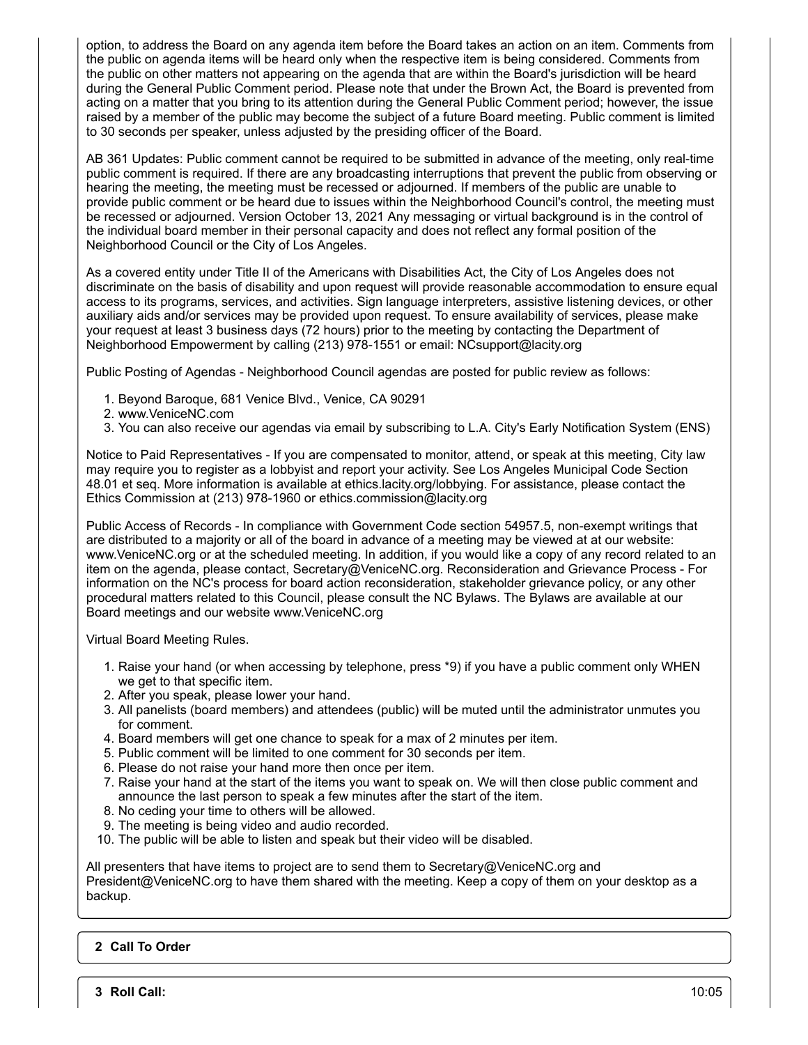option, to address the Board on any agenda item before the Board takes an action on an item. Comments from the public on agenda items will be heard only when the respective item is being considered. Comments from the public on other matters not appearing on the agenda that are within the Board's jurisdiction will be heard during the General Public Comment period. Please note that under the Brown Act, the Board is prevented from acting on a matter that you bring to its attention during the General Public Comment period; however, the issue raised by a member of the public may become the subject of a future Board meeting. Public comment is limited to 30 seconds per speaker, unless adjusted by the presiding officer of the Board.

AB 361 Updates: Public comment cannot be required to be submitted in advance of the meeting, only real-time public comment is required. If there are any broadcasting interruptions that prevent the public from observing or hearing the meeting, the meeting must be recessed or adjourned. If members of the public are unable to provide public comment or be heard due to issues within the Neighborhood Council's control, the meeting must be recessed or adjourned. Version October 13, 2021 Any messaging or virtual background is in the control of the individual board member in their personal capacity and does not reflect any formal position of the Neighborhood Council or the City of Los Angeles.

As a covered entity under Title II of the Americans with Disabilities Act, the City of Los Angeles does not discriminate on the basis of disability and upon request will provide reasonable accommodation to ensure equal access to its programs, services, and activities. Sign language interpreters, assistive listening devices, or other auxiliary aids and/or services may be provided upon request. To ensure availability of services, please make your request at least 3 business days (72 hours) prior to the meeting by contacting the Department of Neighborhood Empowerment by calling (213) 978-1551 or email: NCsupport@lacity.org

Public Posting of Agendas - Neighborhood Council agendas are posted for public review as follows:

1. Beyond Baroque, 681 Venice Blvd., Venice, CA 90291
2. www.VeniceNC.com
3. You can also receive our agendas via email by subscribing to L.A. City's Early Notification System (ENS)

Notice to Paid Representatives - If you are compensated to monitor, attend, or speak at this meeting, City law may require you to register as a lobbyist and report your activity. See Los Angeles Municipal Code Section 48.01 et seq. More information is available at ethics.lacity.org/lobbying. For assistance, please contact the Ethics Commission at (213) 978-1960 or ethics.commission@lacity.org

Public Access of Records - In compliance with Government Code section 54957.5, non-exempt writings that are distributed to a majority or all of the board in advance of a meeting may be viewed at at our website: www.VeniceNC.org or at the scheduled meeting. In addition, if you would like a copy of any record related to an item on the agenda, please contact, Secretary@VeniceNC.org. Reconsideration and Grievance Process - For information on the NC's process for board action reconsideration, stakeholder grievance policy, or any other procedural matters related to this Council, please consult the NC Bylaws. The Bylaws are available at our Board meetings and our website www.VeniceNC.org

Virtual Board Meeting Rules.

1. Raise your hand (or when accessing by telephone, press *9) if you have a public comment only WHEN we get to that specific item.
2. After you speak, please lower your hand.
3. All panelists (board members) and attendees (public) will be muted until the administrator unmutes you for comment.
4. Board members will get one chance to speak for a max of 2 minutes per item.
5. Public comment will be limited to one comment for 30 seconds per item.
6. Please do not raise your hand more then once per item.
7. Raise your hand at the start of the items you want to speak on. We will then close public comment and announce the last person to speak a few minutes after the start of the item.
8. No ceding your time to others will be allowed.
9. The meeting is being video and audio recorded.
10. The public will be able to listen and speak but their video will be disabled.

All presenters that have items to project are to send them to Secretary@VeniceNC.org and President@VeniceNC.org to have them shared with the meeting. Keep a copy of them on your desktop as a backup.

**2 Call To Order**

**3 Roll Call:** 10:05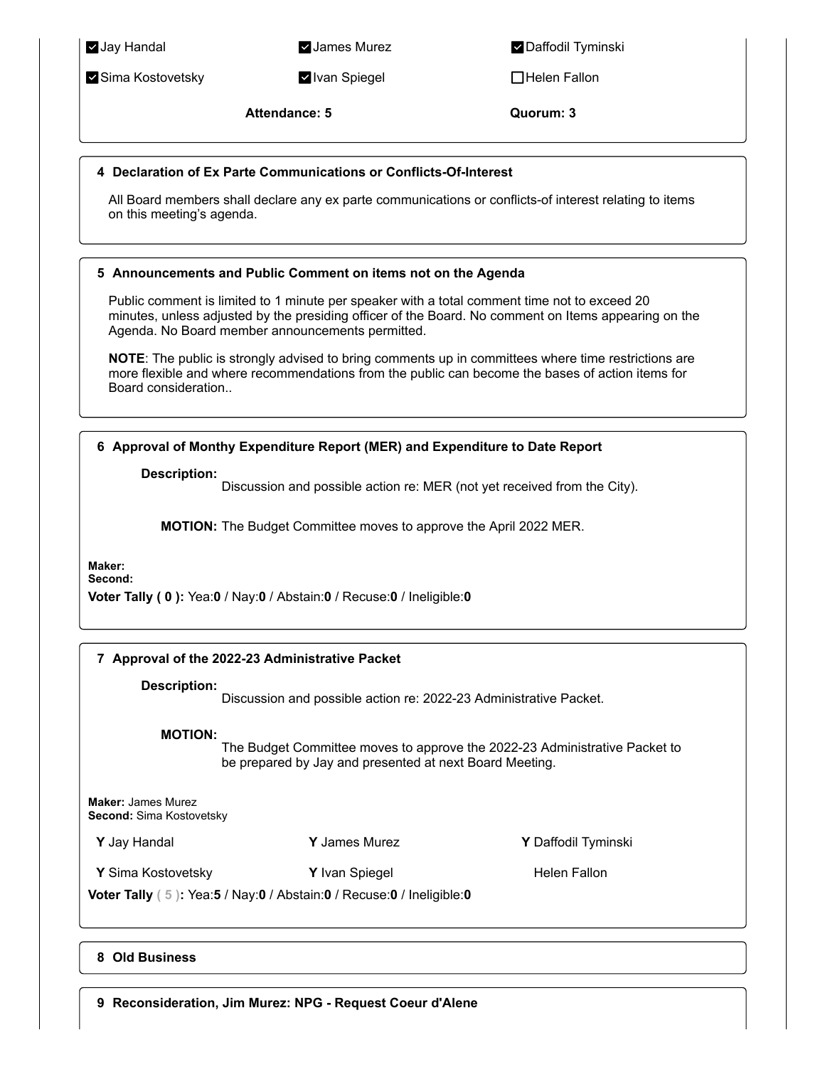| | | |
|---|---|---|
| ☑ Jay Handal | ☑ James Murez | ☑ Daffodil Tyminski |
| ☑ Sima Kostovetsky | ☑ Ivan Spiegel | ☐ Helen Fallon |

**Attendance: 5** **Quorum: 3**

### 4 Declaration of Ex Parte Communications or Conflicts-Of-Interest

All Board members shall declare any ex parte communications or conflicts-of interest relating to items on this meeting's agenda.

### 5 Announcements and Public Comment on items not on the Agenda

Public comment is limited to 1 minute per speaker with a total comment time not to exceed 20 minutes, unless adjusted by the presiding officer of the Board. No comment on Items appearing on the Agenda. No Board member announcements permitted.

**NOTE**: The public is strongly advised to bring comments up in committees where time restrictions are more flexible and where recommendations from the public can become the bases of action items for Board consideration..

### 6 Approval of Monthy Expenditure Report (MER) and Expenditure to Date Report

**Description:** Discussion and possible action re: MER (not yet received from the City).

**MOTION:** The Budget Committee moves to approve the April 2022 MER.

**Maker:**
**Second:**
**Voter Tally ( 0 ):** Yea:**0** / Nay:**0** / Abstain:**0** / Recuse:**0** / Ineligible:**0**

### 7 Approval of the 2022-23 Administrative Packet

**Description:** Discussion and possible action re: 2022-23 Administrative Packet.

**MOTION:** The Budget Committee moves to approve the 2022-23 Administrative Packet to be prepared by Jay and presented at next Board Meeting.

**Maker:** James Murez
**Second:** Sima Kostovetsky

| | | |
|---|---|---|
| **Y** Jay Handal | **Y** James Murez | **Y** Daffodil Tyminski |
| **Y** Sima Kostovetsky | **Y** Ivan Spiegel | Helen Fallon |

**Voter Tally ( 5 ):** Yea:**5** / Nay:**0** / Abstain:**0** / Recuse:**0** / Ineligible:**0**

### 8 Old Business

### 9 Reconsideration, Jim Murez: NPG - Request Coeur d'Alene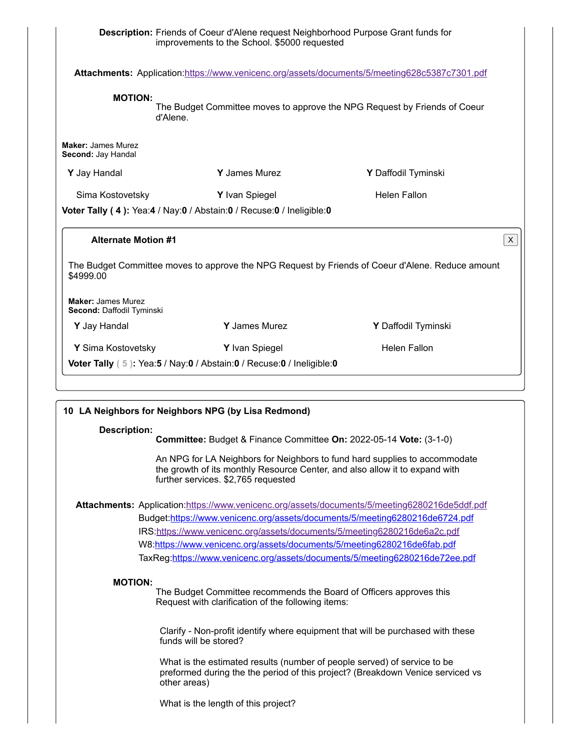**Description:** Friends of Coeur d'Alene request Neighborhood Purpose Grant funds for improvements to the School. $5000 requested

**Attachments:** Application:https://www.venicenc.org/assets/documents/5/meeting628c5387c7301.pdf

**MOTION:**
The Budget Committee moves to approve the NPG Request by Friends of Coeur d'Alene.

**Maker:** James Murez
**Second:** Jay Handal

| | | |
|---|---|---|
| **Y** Jay Handal | **Y** James Murez | **Y** Daffodil Tyminski |
| Sima Kostovetsky | **Y** Ivan Spiegel | Helen Fallon |

**Voter Tally ( 4 ):** Yea:**4** / Nay:**0** / Abstain:**0** / Recuse:**0** / Ineligible:**0**

**Alternate Motion #1**

The Budget Committee moves to approve the NPG Request by Friends of Coeur d'Alene. Reduce amount $4999.00

**Maker:** James Murez
**Second:** Daffodil Tyminski

| | | |
|---|---|---|
| **Y** Jay Handal | **Y** James Murez | **Y** Daffodil Tyminski |
| **Y** Sima Kostovetsky | **Y** Ivan Spiegel | Helen Fallon |

**Voter Tally ( 5 ):** Yea:**5** / Nay:**0** / Abstain:**0** / Recuse:**0** / Ineligible:**0**

### 10 LA Neighbors for Neighbors NPG (by Lisa Redmond)

**Description:**
**Committee:** Budget & Finance Committee **On:** 2022-05-14 **Vote:** (3-1-0)

An NPG for LA Neighbors for Neighbors to fund hard supplies to accommodate the growth of its monthly Resource Center, and also allow it to expand with further services. $2,765 requested

**Attachments:** Application:https://www.venicenc.org/assets/documents/5/meeting6280216de5ddf.pdf
Budget:https://www.venicenc.org/assets/documents/5/meeting6280216de6724.pdf
IRS:https://www.venicenc.org/assets/documents/5/meeting6280216de6a2c.pdf
W8:https://www.venicenc.org/assets/documents/5/meeting6280216de6fab.pdf
TaxReg:https://www.venicenc.org/assets/documents/5/meeting6280216de72ee.pdf

**MOTION:**
The Budget Committee recommends the Board of Officers approves this Request with clarification of the following items:

Clarify - Non-profit identify where equipment that will be purchased with these funds will be stored?

What is the estimated results (number of people served) of service to be preformed during the the period of this project? (Breakdown Venice serviced vs other areas)

What is the length of this project?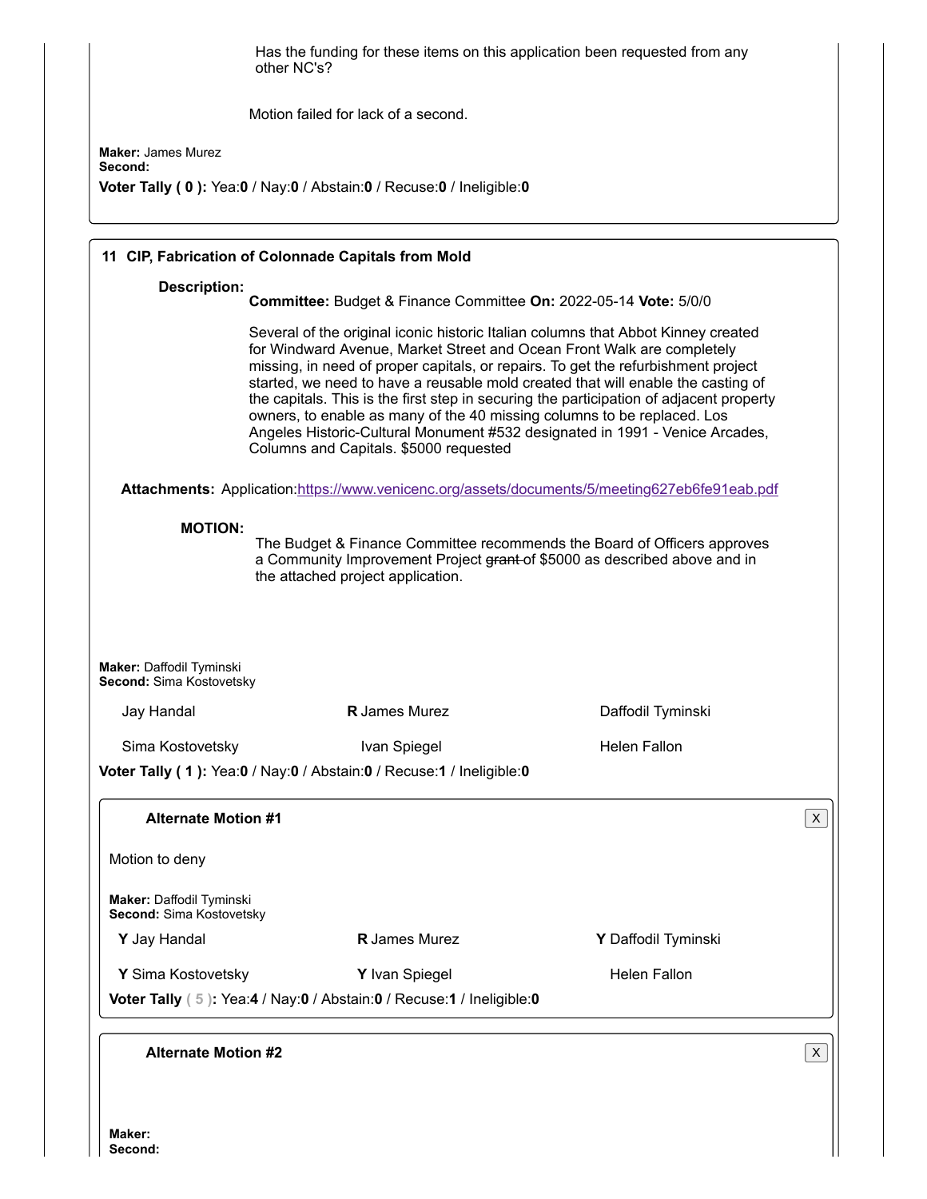Has the funding for these items on this application been requested from any other NC's?

Motion failed for lack of a second.

**Maker:** James Murez
**Second:**
**Voter Tally ( 0 ):** Yea:**0** / Nay:**0** / Abstain:**0** / Recuse:**0** / Ineligible:**0**

---

### 11 CIP, Fabrication of Colonnade Capitals from Mold

**Description:**
**Committee:** Budget & Finance Committee **On:** 2022-05-14 **Vote:** 5/0/0

Several of the original iconic historic Italian columns that Abbot Kinney created for Windward Avenue, Market Street and Ocean Front Walk are completely missing, in need of proper capitals, or repairs. To get the refurbishment project started, we need to have a reusable mold created that will enable the casting of the capitals. This is the first step in securing the participation of adjacent property owners, to enable as many of the 40 missing columns to be replaced. Los Angeles Historic-Cultural Monument #532 designated in 1991 - Venice Arcades, Columns and Capitals. $5000 requested

**Attachments:** Application:https://www.venicenc.org/assets/documents/5/meeting627eb6fe91eab.pdf

**MOTION:**
The Budget & Finance Committee recommends the Board of Officers approves a Community Improvement Project ~~grant~~ of $5000 as described above and in the attached project application.

**Maker:** Daffodil Tyminski
**Second:** Sima Kostovetsky

| | | |
|---|---|---|
| Jay Handal | **R** James Murez | Daffodil Tyminski |
| Sima Kostovetsky | Ivan Spiegel | Helen Fallon |

**Voter Tally ( 1 ):** Yea:**0** / Nay:**0** / Abstain:**0** / Recuse:**1** / Ineligible:**0**

#### Alternate Motion #1

Motion to deny

**Maker:** Daffodil Tyminski
**Second:** Sima Kostovetsky

| | | |
|---|---|---|
| **Y** Jay Handal | **R** James Murez | **Y** Daffodil Tyminski |
| **Y** Sima Kostovetsky | **Y** Ivan Spiegel | Helen Fallon |

**Voter Tally ( 5 ):** Yea:**4** / Nay:**0** / Abstain:**0** / Recuse:**1** / Ineligible:**0**

#### Alternate Motion #2

**Maker:**
**Second:**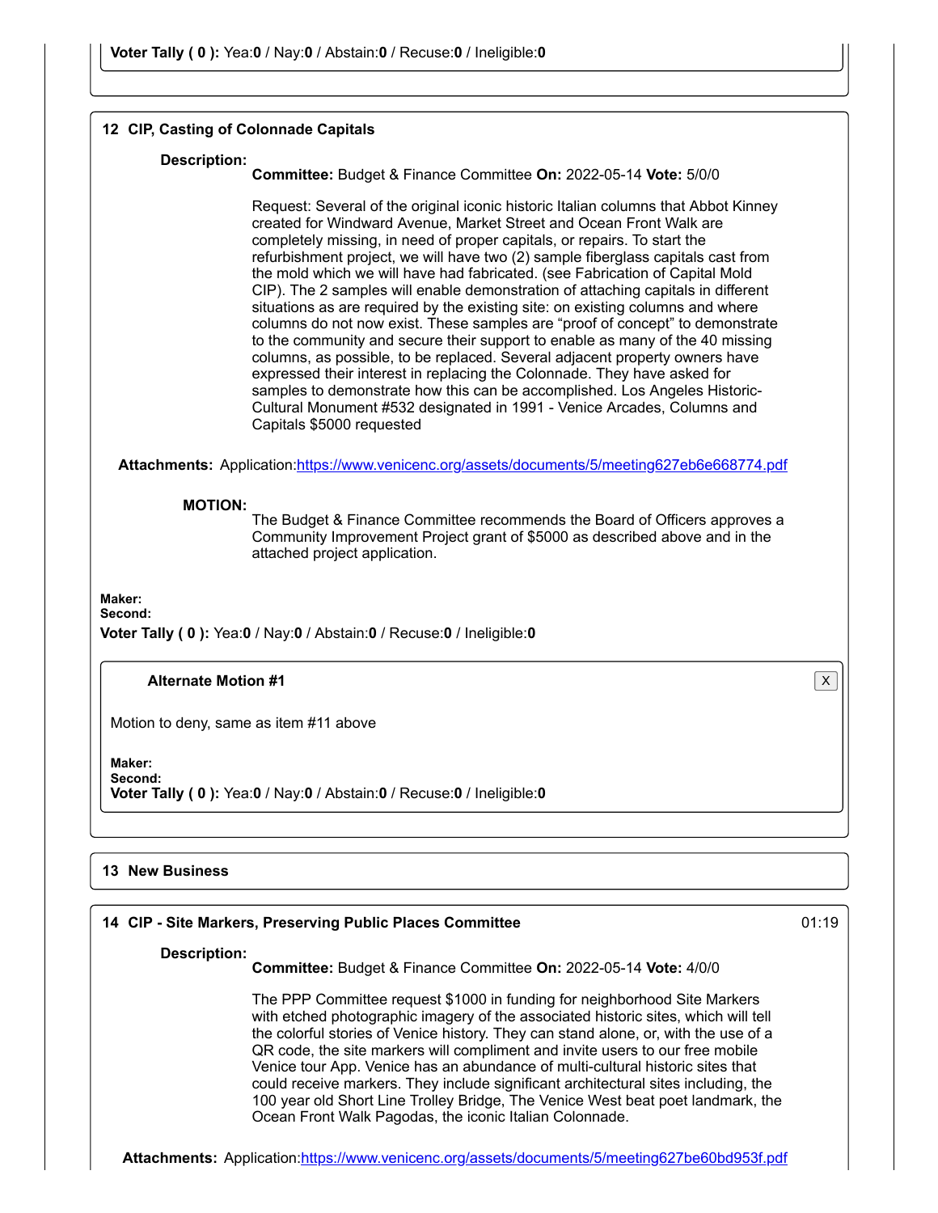**Voter Tally ( 0 ):** Yea:**0** / Nay:**0** / Abstain:**0** / Recuse:**0** / Ineligible:**0**

### 12 CIP, Casting of Colonnade Capitals

**Description:**

**Committee:** Budget & Finance Committee **On:** 2022-05-14 **Vote:** 5/0/0

Request: Several of the original iconic historic Italian columns that Abbot Kinney created for Windward Avenue, Market Street and Ocean Front Walk are completely missing, in need of proper capitals, or repairs. To start the refurbishment project, we will have two (2) sample fiberglass capitals cast from the mold which we will have had fabricated. (see Fabrication of Capital Mold CIP). The 2 samples will enable demonstration of attaching capitals in different situations as are required by the existing site: on existing columns and where columns do not now exist. These samples are "proof of concept" to demonstrate to the community and secure their support to enable as many of the 40 missing columns, as possible, to be replaced. Several adjacent property owners have expressed their interest in replacing the Colonnade. They have asked for samples to demonstrate how this can be accomplished. Los Angeles Historic-Cultural Monument #532 designated in 1991 - Venice Arcades, Columns and Capitals $5000 requested

**Attachments:** Application:https://www.venicenc.org/assets/documents/5/meeting627eb6e668774.pdf

**MOTION:**

The Budget & Finance Committee recommends the Board of Officers approves a Community Improvement Project grant of $5000 as described above and in the attached project application.

**Maker:**
**Second:**
**Voter Tally ( 0 ):** Yea:**0** / Nay:**0** / Abstain:**0** / Recuse:**0** / Ineligible:**0**

**Alternate Motion #1**

Motion to deny, same as item #11 above

**Maker:**
**Second:**
**Voter Tally ( 0 ):** Yea:**0** / Nay:**0** / Abstain:**0** / Recuse:**0** / Ineligible:**0**

### 13 New Business

### 14 CIP - Site Markers, Preserving Public Places Committee

01:19

**Description:**

**Committee:** Budget & Finance Committee **On:** 2022-05-14 **Vote:** 4/0/0

The PPP Committee request $1000 in funding for neighborhood Site Markers with etched photographic imagery of the associated historic sites, which will tell the colorful stories of Venice history. They can stand alone, or, with the use of a QR code, the site markers will compliment and invite users to our free mobile Venice tour App. Venice has an abundance of multi-cultural historic sites that could receive markers. They include significant architectural sites including, the 100 year old Short Line Trolley Bridge, The Venice West beat poet landmark, the Ocean Front Walk Pagodas, the iconic Italian Colonnade.

**Attachments:** Application:https://www.venicenc.org/assets/documents/5/meeting627be60bd953f.pdf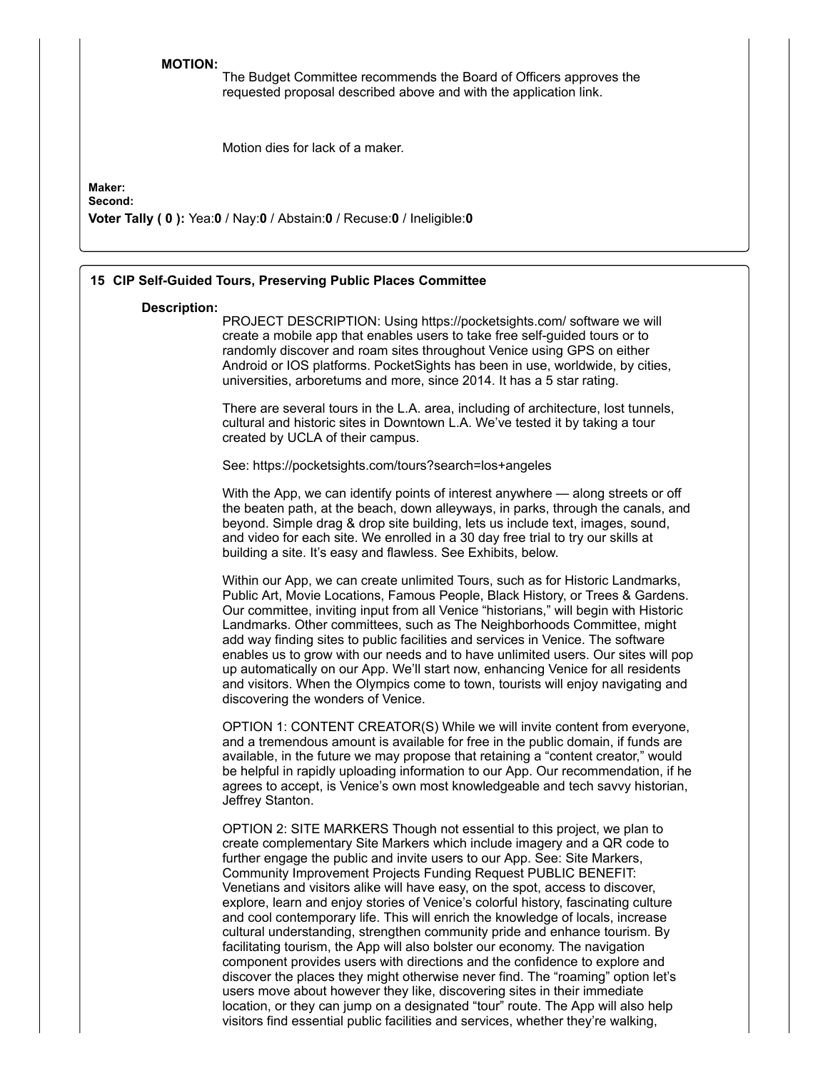**MOTION:**

The Budget Committee recommends the Board of Officers approves the requested proposal described above and with the application link.

Motion dies for lack of a maker.

**Maker:**
**Second:**
**Voter Tally ( 0 ):** Yea:**0** / Nay:**0** / Abstain:**0** / Recuse:**0** / Ineligible:**0**

## 15 CIP Self-Guided Tours, Preserving Public Places Committee

**Description:**

PROJECT DESCRIPTION: Using https://pocketsights.com/ software we will create a mobile app that enables users to take free self-guided tours or to randomly discover and roam sites throughout Venice using GPS on either Android or IOS platforms. PocketSights has been in use, worldwide, by cities, universities, arboretums and more, since 2014. It has a 5 star rating.

There are several tours in the L.A. area, including of architecture, lost tunnels, cultural and historic sites in Downtown L.A. We've tested it by taking a tour created by UCLA of their campus.

See: https://pocketsights.com/tours?search=los+angeles

With the App, we can identify points of interest anywhere — along streets or off the beaten path, at the beach, down alleyways, in parks, through the canals, and beyond. Simple drag & drop site building, lets us include text, images, sound, and video for each site. We enrolled in a 30 day free trial to try our skills at building a site. It's easy and flawless. See Exhibits, below.

Within our App, we can create unlimited Tours, such as for Historic Landmarks, Public Art, Movie Locations, Famous People, Black History, or Trees & Gardens. Our committee, inviting input from all Venice "historians," will begin with Historic Landmarks. Other committees, such as The Neighborhoods Committee, might add way finding sites to public facilities and services in Venice. The software enables us to grow with our needs and to have unlimited users. Our sites will pop up automatically on our App. We'll start now, enhancing Venice for all residents and visitors. When the Olympics come to town, tourists will enjoy navigating and discovering the wonders of Venice.

OPTION 1: CONTENT CREATOR(S) While we will invite content from everyone, and a tremendous amount is available for free in the public domain, if funds are available, in the future we may propose that retaining a "content creator," would be helpful in rapidly uploading information to our App. Our recommendation, if he agrees to accept, is Venice's own most knowledgeable and tech savvy historian, Jeffrey Stanton.

OPTION 2: SITE MARKERS Though not essential to this project, we plan to create complementary Site Markers which include imagery and a QR code to further engage the public and invite users to our App. See: Site Markers, Community Improvement Projects Funding Request PUBLIC BENEFIT: Venetians and visitors alike will have easy, on the spot, access to discover, explore, learn and enjoy stories of Venice's colorful history, fascinating culture and cool contemporary life. This will enrich the knowledge of locals, increase cultural understanding, strengthen community pride and enhance tourism. By facilitating tourism, the App will also bolster our economy. The navigation component provides users with directions and the confidence to explore and discover the places they might otherwise never find. The "roaming" option let's users move about however they like, discovering sites in their immediate location, or they can jump on a designated "tour" route. The App will also help visitors find essential public facilities and services, whether they're walking,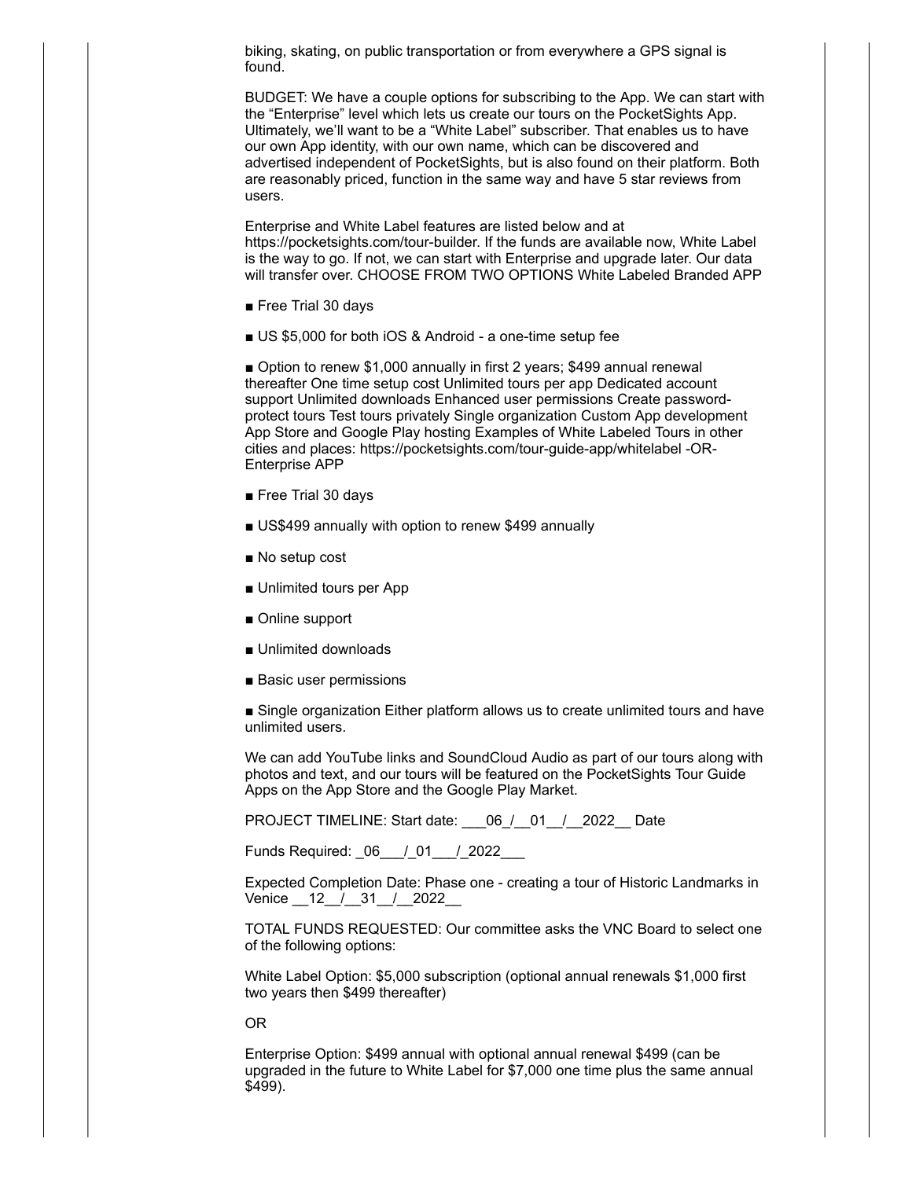biking, skating, on public transportation or from everywhere a GPS signal is found.

BUDGET: We have a couple options for subscribing to the App. We can start with the "Enterprise" level which lets us create our tours on the PocketSights App. Ultimately, we'll want to be a "White Label" subscriber. That enables us to have our own App identity, with our own name, which can be discovered and advertised independent of PocketSights, but is also found on their platform. Both are reasonably priced, function in the same way and have 5 star reviews from users.

Enterprise and White Label features are listed below and at https://pocketsights.com/tour-builder. If the funds are available now, White Label is the way to go. If not, we can start with Enterprise and upgrade later. Our data will transfer over. CHOOSE FROM TWO OPTIONS White Labeled Branded APP

- Free Trial 30 days
- US $5,000 for both iOS & Android - a one-time setup fee
- Option to renew $1,000 annually in first 2 years; $499 annual renewal thereafter One time setup cost Unlimited tours per app Dedicated account support Unlimited downloads Enhanced user permissions Create password-protect tours Test tours privately Single organization Custom App development App Store and Google Play hosting Examples of White Labeled Tours in other cities and places: https://pocketsights.com/tour-guide-app/whitelabel -OR- Enterprise APP
- Free Trial 30 days
- US$499 annually with option to renew $499 annually
- No setup cost
- Unlimited tours per App
- Online support
- Unlimited downloads
- Basic user permissions
- Single organization Either platform allows us to create unlimited tours and have unlimited users.

We can add YouTube links and SoundCloud Audio as part of our tours along with photos and text, and our tours will be featured on the PocketSights Tour Guide Apps on the App Store and the Google Play Market.

PROJECT TIMELINE: Start date: ___06_/__01__/__2022__ Date

Funds Required: _06___/_01___/_2022___

Expected Completion Date: Phase one - creating a tour of Historic Landmarks in Venice __12__/__31__/__2022__

TOTAL FUNDS REQUESTED: Our committee asks the VNC Board to select one of the following options:

White Label Option: $5,000 subscription (optional annual renewals $1,000 first two years then $499 thereafter)

OR

Enterprise Option: $499 annual with optional annual renewal $499 (can be upgraded in the future to White Label for $7,000 one time plus the same annual $499).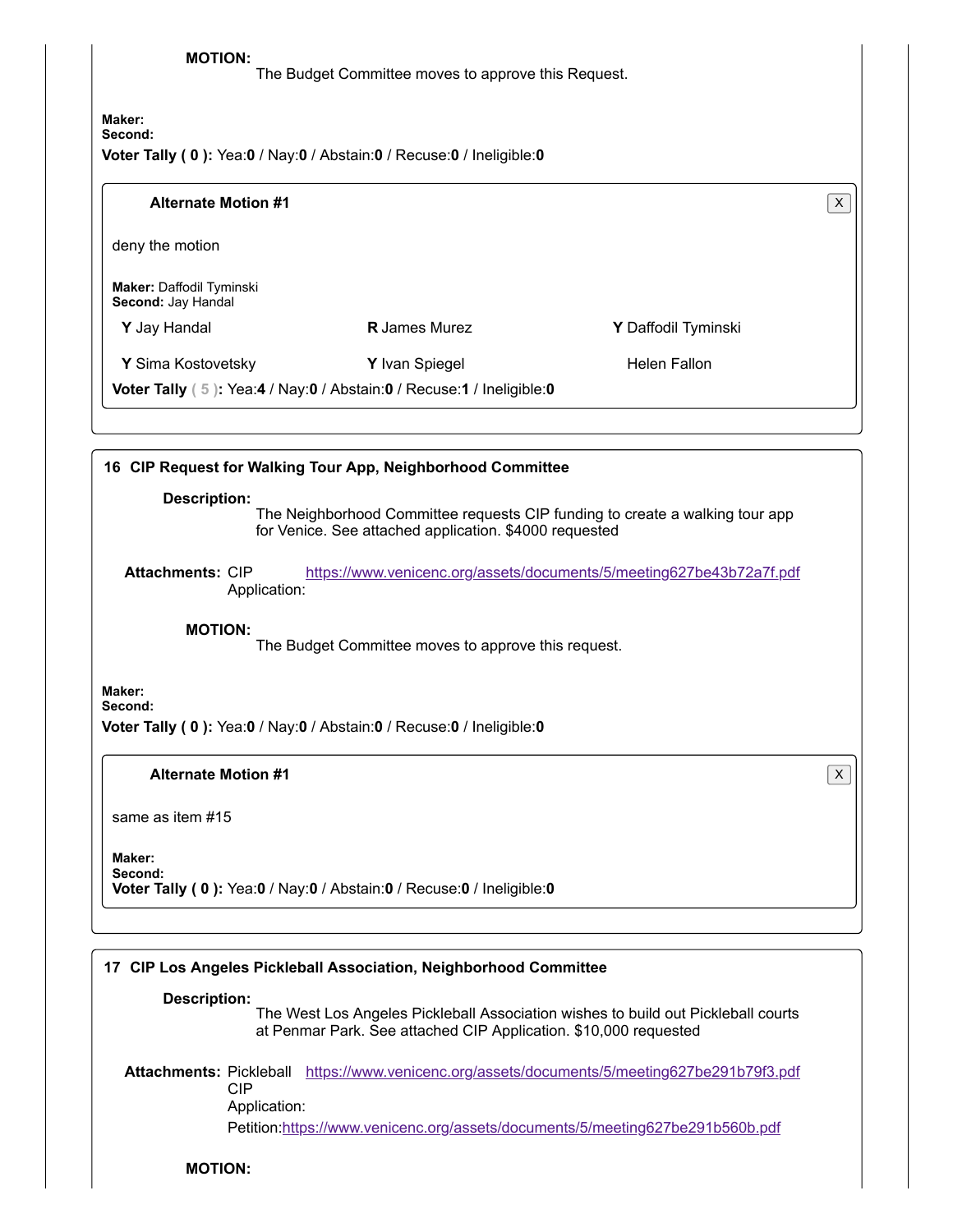**MOTION:**
The Budget Committee moves to approve this Request.

**Maker:**
**Second:**
**Voter Tally ( 0 ):** Yea:**0** / Nay:**0** / Abstain:**0** / Recuse:**0** / Ineligible:**0**

**Alternate Motion #1**

deny the motion

**Maker:** Daffodil Tyminski
**Second:** Jay Handal

| | | |
|---|---|---|
| **Y** Jay Handal | **R** James Murez | **Y** Daffodil Tyminski |
| **Y** Sima Kostovetsky | **Y** Ivan Spiegel | Helen Fallon |

**Voter Tally ( 5 ):** Yea:**4** / Nay:**0** / Abstain:**0** / Recuse:**1** / Ineligible:**0**

### 16 CIP Request for Walking Tour App, Neighborhood Committee

**Description:**
The Neighborhood Committee requests CIP funding to create a walking tour app for Venice. See attached application. $4000 requested

**Attachments:** CIP Application: https://www.venicenc.org/assets/documents/5/meeting627be43b72a7f.pdf

**MOTION:**
The Budget Committee moves to approve this request.

**Maker:**
**Second:**
**Voter Tally ( 0 ):** Yea:**0** / Nay:**0** / Abstain:**0** / Recuse:**0** / Ineligible:**0**

**Alternate Motion #1**

same as item #15

**Maker:**
**Second:**
**Voter Tally ( 0 ):** Yea:**0** / Nay:**0** / Abstain:**0** / Recuse:**0** / Ineligible:**0**

### 17 CIP Los Angeles Pickleball Association, Neighborhood Committee

**Description:**
The West Los Angeles Pickleball Association wishes to build out Pickleball courts at Penmar Park. See attached CIP Application. $10,000 requested

**Attachments:** Pickleball CIP Application: https://www.venicenc.org/assets/documents/5/meeting627be291b79f3.pdf
Petition: https://www.venicenc.org/assets/documents/5/meeting627be291b560b.pdf

**MOTION:**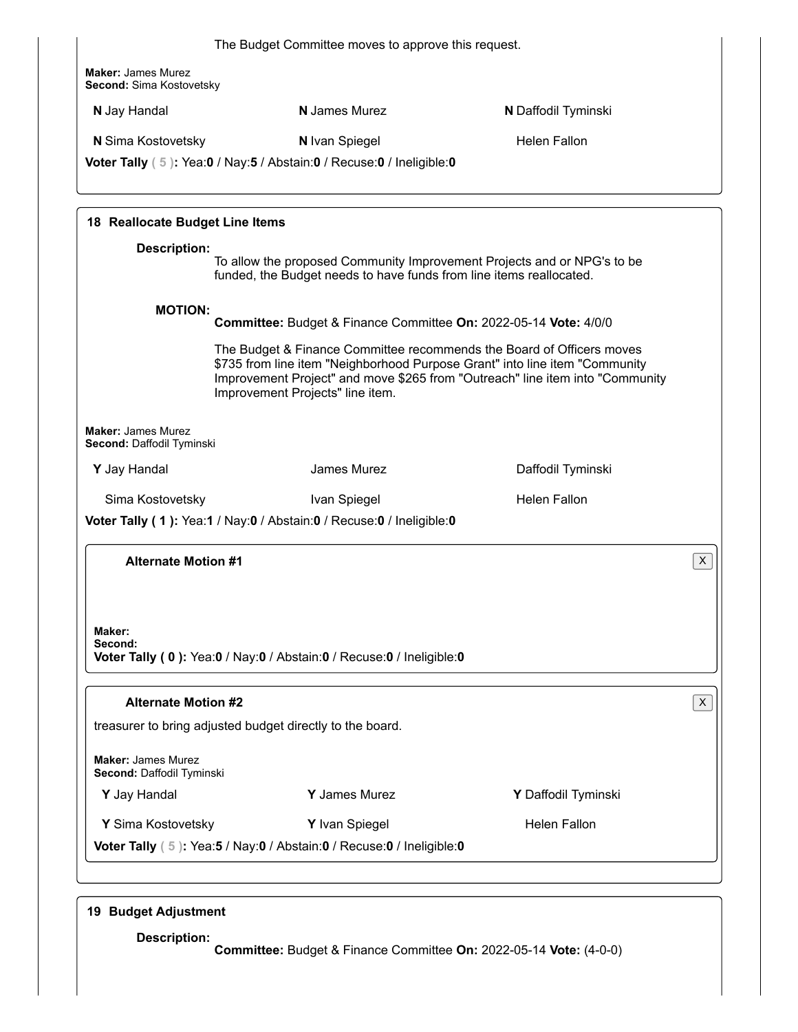The Budget Committee moves to approve this request.

**Maker:** James Murez
**Second:** Sima Kostovetsky

| | | |
|---|---|---|
| **N** Jay Handal | **N** James Murez | **N** Daffodil Tyminski |
| **N** Sima Kostovetsky | **N** Ivan Spiegel | Helen Fallon |

**Voter Tally ( 5 ):** Yea:**0** / Nay:**5** / Abstain:**0** / Recuse:**0** / Ineligible:**0**

---

### 18 Reallocate Budget Line Items

**Description:**
To allow the proposed Community Improvement Projects and or NPG's to be funded, the Budget needs to have funds from line items reallocated.

**MOTION:**
**Committee:** Budget & Finance Committee **On:** 2022-05-14 **Vote:** 4/0/0

The Budget & Finance Committee recommends the Board of Officers moves $735 from line item "Neighborhood Purpose Grant" into line item "Community Improvement Project" and move $265 from "Outreach" line item into "Community Improvement Projects" line item.

**Maker:** James Murez
**Second:** Daffodil Tyminski

| | | |
|---|---|---|
| **Y** Jay Handal | James Murez | Daffodil Tyminski |
| Sima Kostovetsky | Ivan Spiegel | Helen Fallon |

**Voter Tally ( 1 ):** Yea:**1** / Nay:**0** / Abstain:**0** / Recuse:**0** / Ineligible:**0**

**Alternate Motion #1**

**Maker:**
**Second:**
**Voter Tally ( 0 ):** Yea:**0** / Nay:**0** / Abstain:**0** / Recuse:**0** / Ineligible:**0**

**Alternate Motion #2**

treasurer to bring adjusted budget directly to the board.

**Maker:** James Murez
**Second:** Daffodil Tyminski

| | | |
|---|---|---|
| **Y** Jay Handal | **Y** James Murez | **Y** Daffodil Tyminski |
| **Y** Sima Kostovetsky | **Y** Ivan Spiegel | Helen Fallon |

**Voter Tally ( 5 ):** Yea:**5** / Nay:**0** / Abstain:**0** / Recuse:**0** / Ineligible:**0**

---

### 19 Budget Adjustment

**Description:**
**Committee:** Budget & Finance Committee **On:** 2022-05-14 **Vote:** (4-0-0)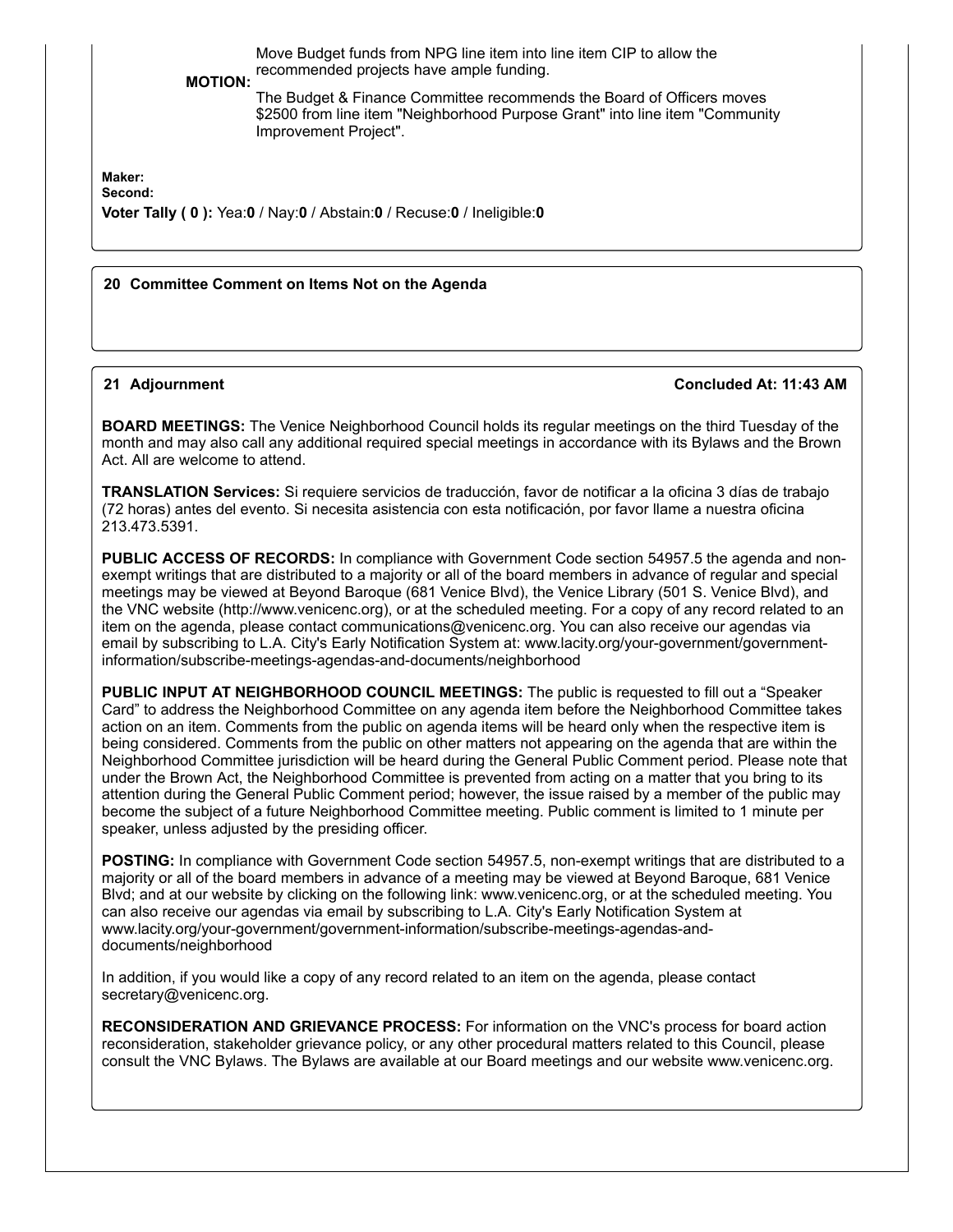**MOTION:**

Move Budget funds from NPG line item into line item CIP to allow the recommended projects have ample funding.

The Budget & Finance Committee recommends the Board of Officers moves $2500 from line item "Neighborhood Purpose Grant" into line item "Community Improvement Project".

**Maker:**
**Second:**
**Voter Tally ( 0 ):** Yea:**0** / Nay:**0** / Abstain:**0** / Recuse:**0** / Ineligible:**0**

## 20 Committee Comment on Items Not on the Agenda

## 21 Adjournment

**Concluded At: 11:43 AM**

**BOARD MEETINGS:** The Venice Neighborhood Council holds its regular meetings on the third Tuesday of the month and may also call any additional required special meetings in accordance with its Bylaws and the Brown Act. All are welcome to attend.

**TRANSLATION Services:** Si requiere servicios de traducción, favor de notificar a la oficina 3 días de trabajo (72 horas) antes del evento. Si necesita asistencia con esta notificación, por favor llame a nuestra oficina 213.473.5391.

**PUBLIC ACCESS OF RECORDS:** In compliance with Government Code section 54957.5 the agenda and non-exempt writings that are distributed to a majority or all of the board members in advance of regular and special meetings may be viewed at Beyond Baroque (681 Venice Blvd), the Venice Library (501 S. Venice Blvd), and the VNC website (http://www.venicenc.org), or at the scheduled meeting. For a copy of any record related to an item on the agenda, please contact communications@venicenc.org. You can also receive our agendas via email by subscribing to L.A. City's Early Notification System at: www.lacity.org/your-government/government-information/subscribe-meetings-agendas-and-documents/neighborhood

**PUBLIC INPUT AT NEIGHBORHOOD COUNCIL MEETINGS:** The public is requested to fill out a “Speaker Card” to address the Neighborhood Committee on any agenda item before the Neighborhood Committee takes action on an item. Comments from the public on agenda items will be heard only when the respective item is being considered. Comments from the public on other matters not appearing on the agenda that are within the Neighborhood Committee jurisdiction will be heard during the General Public Comment period. Please note that under the Brown Act, the Neighborhood Committee is prevented from acting on a matter that you bring to its attention during the General Public Comment period; however, the issue raised by a member of the public may become the subject of a future Neighborhood Committee meeting. Public comment is limited to 1 minute per speaker, unless adjusted by the presiding officer.

**POSTING:** In compliance with Government Code section 54957.5, non-exempt writings that are distributed to a majority or all of the board members in advance of a meeting may be viewed at Beyond Baroque, 681 Venice Blvd; and at our website by clicking on the following link: www.venicenc.org, or at the scheduled meeting. You can also receive our agendas via email by subscribing to L.A. City's Early Notification System at www.lacity.org/your-government/government-information/subscribe-meetings-agendas-and-documents/neighborhood

In addition, if you would like a copy of any record related to an item on the agenda, please contact secretary@venicenc.org.

**RECONSIDERATION AND GRIEVANCE PROCESS:** For information on the VNC's process for board action reconsideration, stakeholder grievance policy, or any other procedural matters related to this Council, please consult the VNC Bylaws. The Bylaws are available at our Board meetings and our website www.venicenc.org.